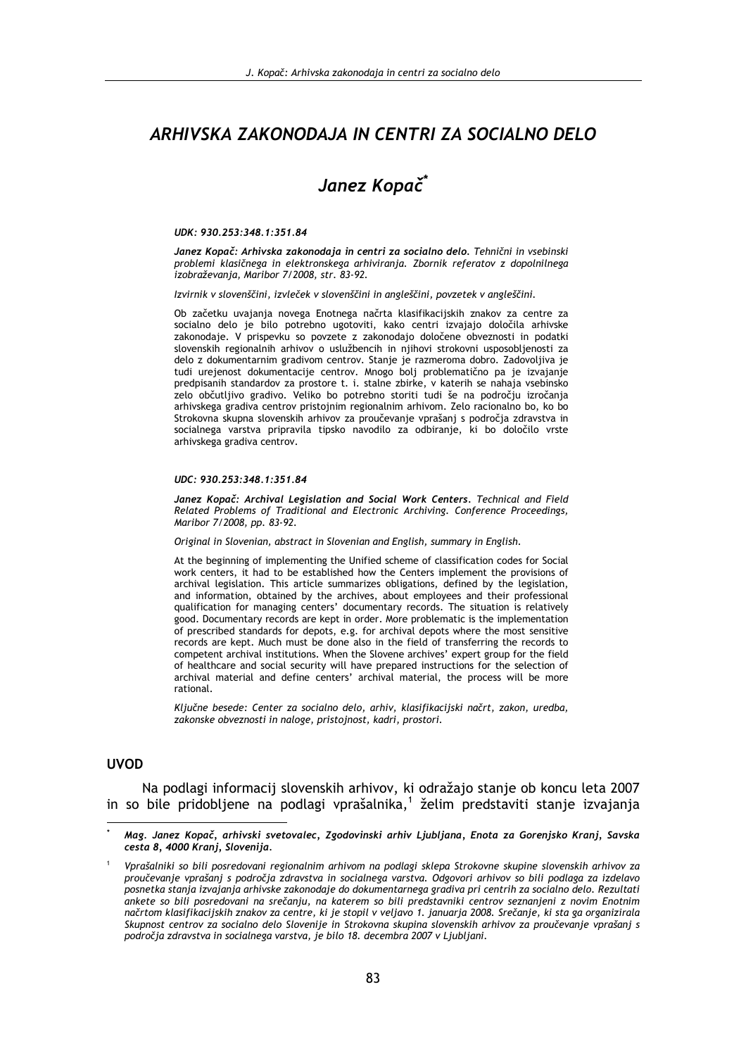# ARHIVSKA ZAKONODAJA IN CENTRI ZA SOCIALNO DELO

## Janez Kopač*

***UDK: 930.253:348.1:351.84***

***Janez Kopač: Arhivska zakonodaja in centri za socialno delo.*** *Tehnični in vsebinski problemi klasičnega in elektronskega arhiviranja. Zbornik referatov z dopolnilnega izobraževanja, Maribor 7/2008, str. 83-92.*

*Izvirnik v slovenščini, izvleček v slovenščini in angleščini, povzetek v angleščini.*

Ob začetku uvajanja novega Enotnega načrta klasifikacijskih znakov za centre za socialno delo je bilo potrebno ugotoviti, kako centri izvajajo določila arhivske zakonodaje. V prispevku so povzete z zakonodajo določene obveznosti in podatki slovenskih regionalnih arhivov o uslužbencih in njihovi strokovni usposobljenosti za delo z dokumentarnim gradivom centrov. Stanje je razmeroma dobro. Zadovoljiva je tudi urejenost dokumentacije centrov. Mnogo bolj problematično pa je izvajanje predpisanih standardov za prostore t. i. stalne zbirke, v katerih se nahaja vsebinsko zelo občutljivo gradivo. Veliko bo potrebno storiti tudi še na področju izročanja arhivskega gradiva centrov pristojnim regionalnim arhivom. Zelo racionalno bo, ko bo Strokovna skupna slovenskih arhivov za proučevanje vprašanj s področja zdravstva in socialnega varstva pripravila tipsko navodilo za odbiranje, ki bo določilo vrste arhivskega gradiva centrov.

***UDC: 930.253:348.1:351.84***

***Janez Kopač: Archival Legislation and Social Work Centers.*** *Technical and Field Related Problems of Traditional and Electronic Archiving. Conference Proceedings, Maribor 7/2008, pp. 83-92.*

*Original in Slovenian, abstract in Slovenian and English, summary in English.*

At the beginning of implementing the Unified scheme of classification codes for Social work centers, it had to be established how the Centers implement the provisions of archival legislation. This article summarizes obligations, defined by the legislation, and information, obtained by the archives, about employees and their professional qualification for managing centers' documentary records. The situation is relatively good. Documentary records are kept in order. More problematic is the implementation of prescribed standards for depots, e.g. for archival depots where the most sensitive records are kept. Much must be done also in the field of transferring the records to competent archival institutions. When the Slovene archives' expert group for the field of healthcare and social security will have prepared instructions for the selection of archival material and define centers' archival material, the process will be more rational.

*Ključne besede: Center za socialno delo, arhiv, klasifikacijski načrt, zakon, uredba, zakonske obveznosti in naloge, pristojnost, kadri, prostori.*

## UVOD

Na podlagi informacij slovenskih arhivov, ki odražajo stanje ob koncu leta 2007 in so bile pridobljene na podlagi vprašalnika,[1] želim predstaviti stanje izvajanja

---

\* ***Mag. Janez Kopač, arhivski svetovalec, Zgodovinski arhiv Ljubljana, Enota za Gorenjsko Kranj, Savska cesta 8, 4000 Kranj, Slovenija.***

[1] *Vprašalniki so bili posredovani regionalnim arhivom na podlagi sklepa Strokovne skupine slovenskih arhivov za proučevanje vprašanj s področja zdravstva in socialnega varstva. Odgovori arhivov so bili podlaga za izdelavo posnetka stanja izvajanja arhivske zakonodaje do dokumentarnega gradiva pri centrih za socialno delo. Rezultati ankete so bili posredovani na srečanju, na katerem so bili predstavniki centrov seznanjeni z novim Enotnim načrtom klasifikacijskih znakov za centre, ki je stopil v veljavo 1. januarja 2008. Srečanje, ki sta ga organizirala Skupnost centrov za socialno delo Slovenije in Strokovna skupina slovenskih arhivov za proučevanje vprašanj s področja zdravstva in socialnega varstva, je bilo 18. decembra 2007 v Ljubljani.*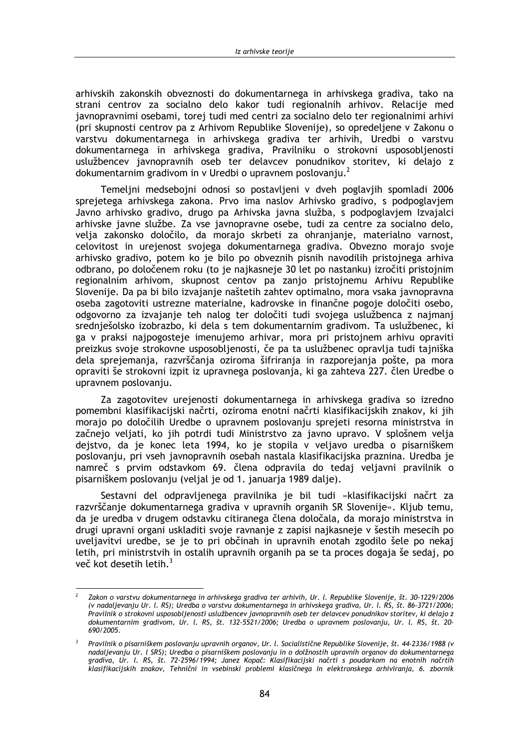arhivskih zakonskih obveznosti do dokumentarnega in arhivskega gradiva, tako na strani centrov za socialno delo kakor tudi regionalnih arhivov. Relacije med javnopravnimi osebami, torej tudi med centri za socialno delo ter regionalnimi arhivi (pri skupnosti centrov pa z Arhivom Republike Slovenije), so opredeljene v Zakonu o varstvu dokumentarnega in arhivskega gradiva ter arhivih, Uredbi o varstvu dokumentarnega in arhivskega gradiva, Pravilniku o strokovni usposobljenosti uslužbencev javnopravnih oseb ter delavcev ponudnikov storitev, ki delajo z dokumentarnim gradivom in v Uredbi o upravnem poslovanju.[2]

Temeljni medsebojni odnosi so postavljeni v dveh poglavjih spomladi 2006 sprejetega arhivskega zakona. Prvo ima naslov Arhivsko gradivo, s podpoglavjem Javno arhivsko gradivo, drugo pa Arhivska javna služba, s podpoglavjem Izvajalci arhivske javne službe. Za vse javnopravne osebe, tudi za centre za socialno delo, velja zakonsko določilo, da morajo skrbeti za ohranjanje, materialno varnost, celovitost in urejenost svojega dokumentarnega gradiva. Obvezno morajo svoje arhivsko gradivo, potem ko je bilo po obveznih pisnih navodilih pristojnega arhiva odbrano, po določenem roku (to je najkasneje 30 let po nastanku) izročiti pristojnim regionalnim arhivom, skupnost centov pa zanjo pristojnemu Arhivu Republike Slovenije. Da pa bi bilo izvajanje naštetih zahtev optimalno, mora vsaka javnopravna oseba zagotoviti ustrezne materialne, kadrovske in finančne pogoje določiti osebo, odgovorno za izvajanje teh nalog ter določiti tudi svojega uslužbenca z najmanj srednješolsko izobrazbo, ki dela s tem dokumentarnim gradivom. Ta uslužbenec, ki ga v praksi najpogosteje imenujemo arhivar, mora pri pristojnem arhivu opraviti preizkus svoje strokovne usposobljenosti, če pa ta uslužbenec opravlja tudi tajniška dela sprejemanja, razvrščanja oziroma šifriranja in razporejanja pošte, pa mora opraviti še strokovni izpit iz upravnega poslovanja, ki ga zahteva 227. člen Uredbe o upravnem poslovanju.

Za zagotovitev urejenosti dokumentarnega in arhivskega gradiva so izredno pomembni klasifikacijski načrti, oziroma enotni načrti klasifikacijskih znakov, ki jih morajo po določilih Uredbe o upravnem poslovanju sprejeti resorna ministrstva in začnejo veljati, ko jih potrdi tudi Ministrstvo za javno upravo. V splošnem velja dejstvo, da je konec leta 1994, ko je stopila v veljavo uredba o pisarniškem poslovanju, pri vseh javnopravnih osebah nastala klasifikacijska praznina. Uredba je namreč s prvim odstavkom 69. člena odpravila do tedaj veljavni pravilnik o pisarniškem poslovanju (veljal je od 1. januarja 1989 dalje).

Sestavni del odpravljenega pravilnika je bil tudi »klasifikacijski načrt za razvrščanje dokumentarnega gradiva v upravnih organih SR Slovenije«. Kljub temu, da je uredba v drugem odstavku citiranega člena določala, da morajo ministrstva in drugi upravni organi uskladiti svoje ravnanje z zapisi najkasneje v šestih mesecih po uveljavitvi uredbe, se je to pri občinah in upravnih enotah zgodilo šele po nekaj letih, pri ministrstvih in ostalih upravnih organih pa se ta proces dogaja še sedaj, po več kot desetih letih.[3]

---

[2] *Zakon o varstvu dokumentarnega in arhivskega gradiva ter arhivih, Ur. l. Republike Slovenije, št. 30-1229/2006 (v nadaljevanju Ur. l. RS); Uredba o varstvu dokumentarnega in arhivskega gradiva, Ur. l. RS, št. 86-3721/2006; Pravilnik o strokovni usposobljenosti uslužbencev javnopravnih oseb ter delavcev ponudnikov storitev, ki delajo z dokumentarnim gradivom, Ur. l. RS, št. 132-5521/2006; Uredba o upravnem poslovanju, Ur. l. RS, št. 20-690/2005.*

[3] *Pravilnik o pisarniškem poslovanju upravnih organov, Ur. l. Socialistične Republike Slovenije, št. 44-2336/1988 (v nadaljevanju Ur. l SRS); Uredba o pisarniškem poslovanju in o dolžnostih upravnih organov do dokumentarnega gradiva, Ur. l. RS, št. 72-2596/1994; Janez Kopač: Klasifikacijski načrti s poudarkom na enotnih načrtih klasifikacijskih znakov, Tehnični in vsebinski problemi klasičnega in elektronskega arhiviranja, 6. zbornik*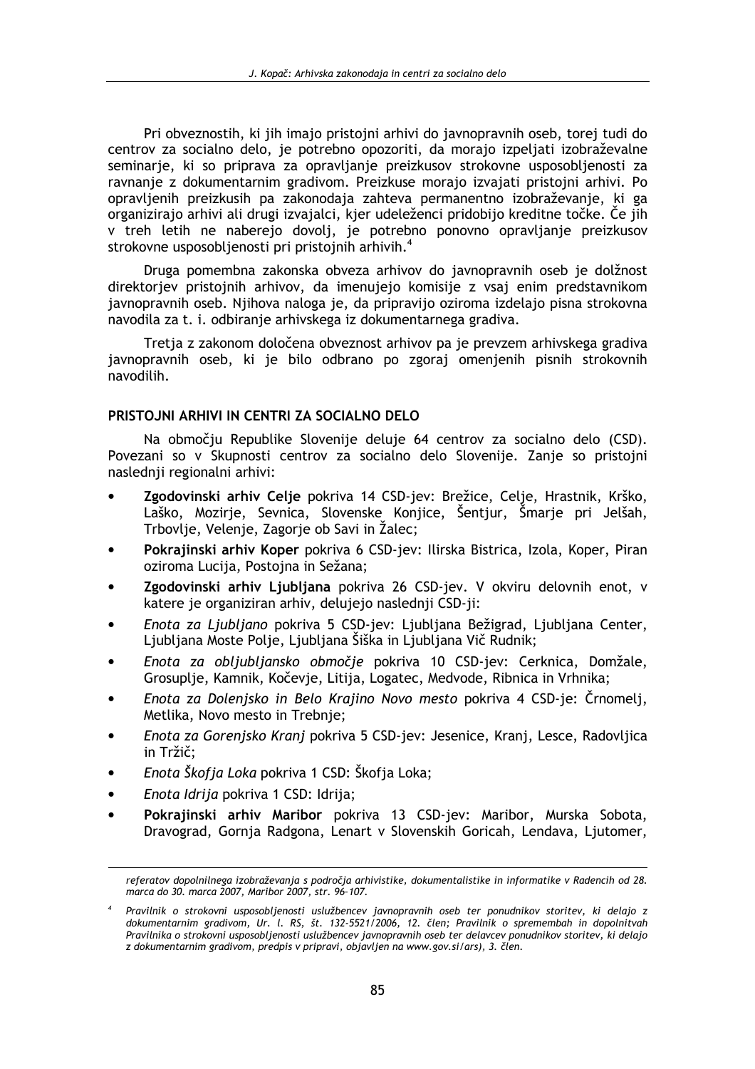Pri obveznostih, ki jih imajo pristojni arhivi do javnopravnih oseb, torej tudi do centrov za socialno delo, je potrebno opozoriti, da morajo izpeljati izobraževalne seminarje, ki so priprava za opravljanje preizkusov strokovne usposobljenosti za ravnanje z dokumentarnim gradivom. Preizkuse morajo izvajati pristojni arhivi. Po opravljenih preizkusih pa zakonodaja zahteva permanentno izobraževanje, ki ga organizirajo arhivi ali drugi izvajalci, kjer udeleženci pridobijo kreditne točke. Če jih v treh letih ne naberejo dovolj, je potrebno ponovno opravljanje preizkusov strokovne usposobljenosti pri pristojnih arhivih.[4]

Druga pomembna zakonska obveza arhivov do javnopravnih oseb je dolžnost direktorjev pristojnih arhivov, da imenujejo komisije z vsaj enim predstavnikom javnopravnih oseb. Njihova naloga je, da pripravijo oziroma izdelajo pisna strokovna navodila za t. i. odbiranje arhivskega iz dokumentarnega gradiva.

Tretja z zakonom določena obveznost arhivov pa je prevzem arhivskega gradiva javnopravnih oseb, ki je bilo odbrano po zgoraj omenjenih pisnih strokovnih navodilih.

## PRISTOJNI ARHIVI IN CENTRI ZA SOCIALNO DELO

Na območju Republike Slovenije deluje 64 centrov za socialno delo (CSD). Povezani so v Skupnosti centrov za socialno delo Slovenije. Zanje so pristojni naslednji regionalni arhivi:

- **Zgodovinski arhiv Celje** pokriva 14 CSD-jev: Brežice, Celje, Hrastnik, Krško, Laško, Mozirje, Sevnica, Slovenske Konjice, Šentjur, Šmarje pri Jelšah, Trbovlje, Velenje, Zagorje ob Savi in Žalec;
- **Pokrajinski arhiv Koper** pokriva 6 CSD-jev: Ilirska Bistrica, Izola, Koper, Piran oziroma Lucija, Postojna in Sežana;
- **Zgodovinski arhiv Ljubljana** pokriva 26 CSD-jev. V okviru delovnih enot, v katere je organiziran arhiv, delujejo naslednji CSD-ji:
- *Enota za Ljubljano* pokriva 5 CSD-jev: Ljubljana Bežigrad, Ljubljana Center, Ljubljana Moste Polje, Ljubljana Šiška in Ljubljana Vič Rudnik;
- *Enota za obljubljansko območje* pokriva 10 CSD-jev: Cerknica, Domžale, Grosuplje, Kamnik, Kočevje, Litija, Logatec, Medvode, Ribnica in Vrhnika;
- *Enota za Dolenjsko in Belo Krajino Novo mesto* pokriva 4 CSD-je: Črnomelj, Metlika, Novo mesto in Trebnje;
- *Enota za Gorenjsko Kranj* pokriva 5 CSD-jev: Jesenice, Kranj, Lesce, Radovljica in Tržič;
- *Enota Škofja Loka* pokriva 1 CSD: Škofja Loka;
- *Enota Idrija* pokriva 1 CSD: Idrija;
- **Pokrajinski arhiv Maribor** pokriva 13 CSD-jev: Maribor, Murska Sobota, Dravograd, Gornja Radgona, Lenart v Slovenskih Goricah, Lendava, Ljutomer,

---

*referatov dopolnilnega izobraževanja s področja arhivistike, dokumentalistike in informatike v Radencih od 28. marca do 30. marca 2007, Maribor 2007, str. 96-107.*

[4] *Pravilnik o strokovni usposobljenosti uslužbencev javnopravnih oseb ter ponudnikov storitev, ki delajo z dokumentarnim gradivom, Ur. l. RS, št. 132-5521/2006, 12. člen; Pravilnik o spremembah in dopolnitvah Pravilnika o strokovni usposobljenosti uslužbencev javnopravnih oseb ter delavcev ponudnikov storitev, ki delajo z dokumentarnim gradivom, predpis v pripravi, objavljen na www.gov.si/ars), 3. člen.*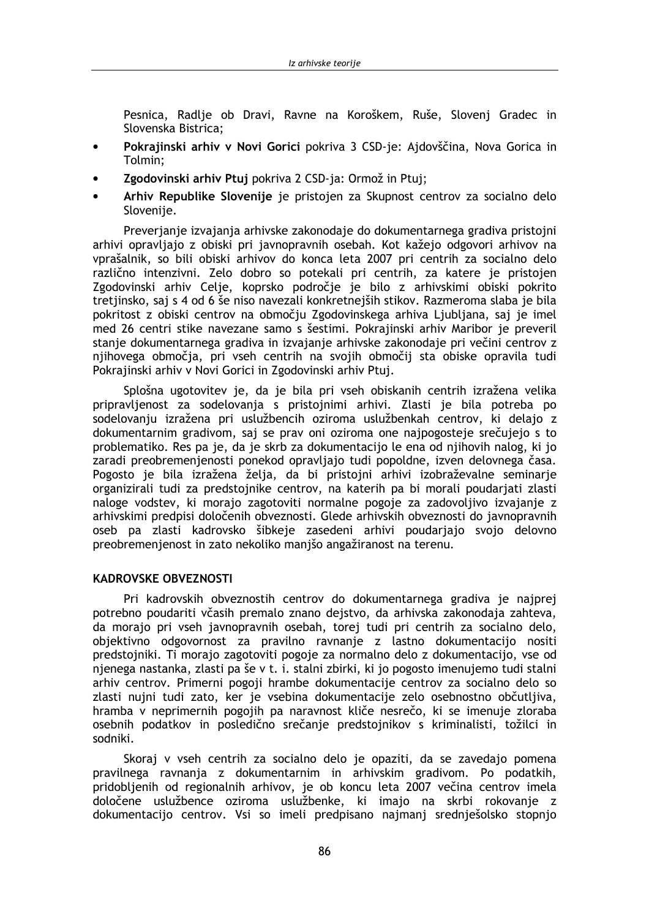Pesnica, Radlje ob Dravi, Ravne na Koroškem, Ruše, Slovenj Gradec in Slovenska Bistrica;

- **Pokrajinski arhiv v Novi Gorici** pokriva 3 CSD-je: Ajdovščina, Nova Gorica in Tolmin;
- **Zgodovinski arhiv Ptuj** pokriva 2 CSD-ja: Ormož in Ptuj;
- **Arhiv Republike Slovenije** je pristojen za Skupnost centrov za socialno delo Slovenije.

Preverjanje izvajanja arhivske zakonodaje do dokumentarnega gradiva pristojni arhivi opravljajo z obiski pri javnopravnih osebah. Kot kažejo odgovori arhivov na vprašalnik, so bili obiski arhivov do konca leta 2007 pri centrih za socialno delo različno intenzivni. Zelo dobro so potekali pri centrih, za katere je pristojen Zgodovinski arhiv Celje, koprsko področje je bilo z arhivskimi obiski pokrito tretjinsko, saj s 4 od 6 še niso navezali konkretnejših stikov. Razmeroma slaba je bila pokritost z obiski centrov na območju Zgodovinskega arhiva Ljubljana, saj je imel med 26 centri stike navezane samo s šestimi. Pokrajinski arhiv Maribor je preveril stanje dokumentarnega gradiva in izvajanje arhivske zakonodaje pri večini centrov z njihovega območja, pri vseh centrih na svojih območij sta obiske opravila tudi Pokrajinski arhiv v Novi Gorici in Zgodovinski arhiv Ptuj.

Splošna ugotovitev je, da je bila pri vseh obiskanih centrih izražena velika pripravljenost za sodelovanja s pristojnimi arhivi. Zlasti je bila potreba po sodelovanju izražena pri uslužbencih oziroma uslužbenkah centrov, ki delajo z dokumentarnim gradivom, saj se prav oni oziroma one najpogosteje srečujejo s to problematiko. Res pa je, da je skrb za dokumentacijo le ena od njihovih nalog, ki jo zaradi preobremenjenosti ponekod opravljajo tudi popoldne, izven delovnega časa. Pogosto je bila izražena želja, da bi pristojni arhivi izobraževalne seminarje organizirali tudi za predstojnike centrov, na katerih pa bi morali poudarjati zlasti naloge vodstev, ki morajo zagotoviti normalne pogoje za zadovoljivo izvajanje z arhivskimi predpisi določenih obveznosti. Glede arhivskih obveznosti do javnopravnih oseb pa zlasti kadrovsko šibkeje zasedeni arhivi poudarjajo svojo delovno preobremenjenost in zato nekoliko manjšo angažiranost na terenu.

## KADROVSKE OBVEZNOSTI

Pri kadrovskih obveznostih centrov do dokumentarnega gradiva je najprej potrebno poudariti včasih premalo znano dejstvo, da arhivska zakonodaja zahteva, da morajo pri vseh javnopravnih osebah, torej tudi pri centrih za socialno delo, objektivno odgovornost za pravilno ravnanje z lastno dokumentacijo nositi predstojniki. Ti morajo zagotoviti pogoje za normalno delo z dokumentacijo, vse od njenega nastanka, zlasti pa še v t. i. stalni zbirki, ki jo pogosto imenujemo tudi stalni arhiv centrov. Primerni pogoji hrambe dokumentacije centrov za socialno delo so zlasti nujni tudi zato, ker je vsebina dokumentacije zelo osebnostno občutljiva, hramba v neprimernih pogojih pa naravnost kliče nesrečo, ki se imenuje zloraba osebnih podatkov in posledično srečanje predstojnikov s kriminalisti, tožilci in sodniki.

Skoraj v vseh centrih za socialno delo je opaziti, da se zavedajo pomena pravilnega ravnanja z dokumentarnim in arhivskim gradivom. Po podatkih, pridobljenih od regionalnih arhivov, je ob koncu leta 2007 večina centrov imela določene uslužbence oziroma uslužbenke, ki imajo na skrbi rokovanje z dokumentacijo centrov. Vsi so imeli predpisano najmanj srednješolsko stopnjo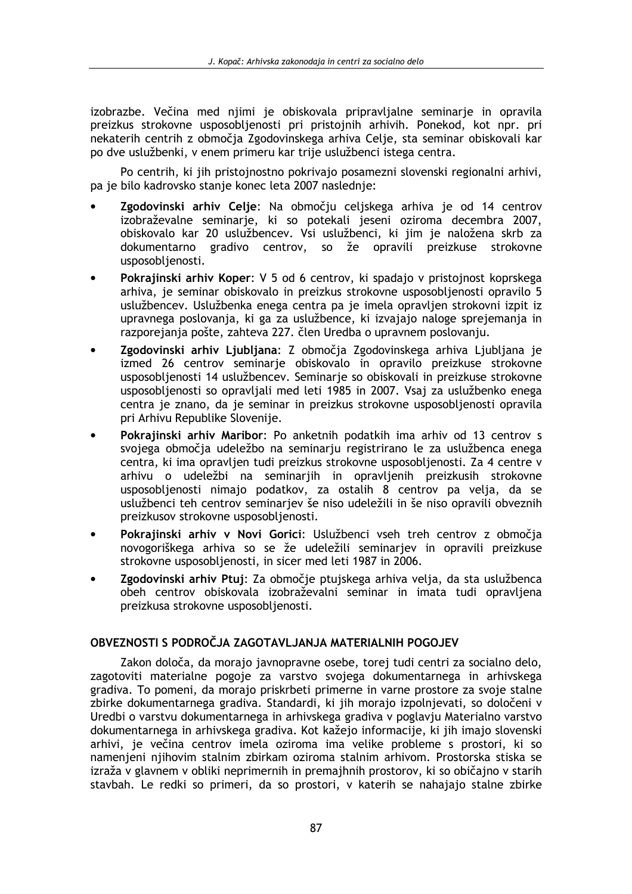izobrazbe. Večina med njimi je obiskovala pripravljalne seminarje in opravila preizkus strokovne usposobljenosti pri pristojnih arhivih. Ponekod, kot npr. pri nekaterih centrih z območja Zgodovinskega arhiva Celje, sta seminar obiskovali kar po dve uslužbenki, v enem primeru kar trije uslužbenci istega centra.

Po centrih, ki jih pristojnostno pokrivajo posamezni slovenski regionalni arhivi, pa je bilo kadrovsko stanje konec leta 2007 naslednje:

- **Zgodovinski arhiv Celje**: Na območju celjskega arhiva je od 14 centrov izobraževalne seminarje, ki so potekali jeseni oziroma decembra 2007, obiskovalo kar 20 uslužbencev. Vsi uslužbenci, ki jim je naložena skrb za dokumentarno gradivo centrov, so že opravili preizkuse strokovne usposobljenosti.
- **Pokrajinski arhiv Koper**: V 5 od 6 centrov, ki spadajo v pristojnost koprskega arhiva, je seminar obiskovalo in preizkus strokovne usposobljenosti opravilo 5 uslužbencev. Uslužbenka enega centra pa je imela opravljen strokovni izpit iz upravnega poslovanja, ki ga za uslužbence, ki izvajajo naloge sprejemanja in razporejanja pošte, zahteva 227. člen Uredba o upravnem poslovanju.
- **Zgodovinski arhiv Ljubljana**: Z območja Zgodovinskega arhiva Ljubljana je izmed 26 centrov seminarje obiskovalo in opravilo preizkuse strokovne usposobljenosti 14 uslužbencev. Seminarje so obiskovali in preizkuse strokovne usposobljenosti so opravljali med leti 1985 in 2007. Vsaj za uslužbenko enega centra je znano, da je seminar in preizkus strokovne usposobljenosti opravila pri Arhivu Republike Slovenije.
- **Pokrajinski arhiv Maribor**: Po anketnih podatkih ima arhiv od 13 centrov s svojega območja udeležbo na seminarju registrirano le za uslužbenca enega centra, ki ima opravljen tudi preizkus strokovne usposobljenosti. Za 4 centre v arhivu o udeležbi na seminarjih in opravljenih preizkusih strokovne usposobljenosti nimajo podatkov, za ostalih 8 centrov pa velja, da se uslužbenci teh centrov seminarjev še niso udeležili in še niso opravili obveznih preizkusov strokovne usposobljenosti.
- **Pokrajinski arhiv v Novi Gorici**: Uslužbenci vseh treh centrov z območja novogoriškega arhiva so se že udeležili seminarjev in opravili preizkuse strokovne usposobljenosti, in sicer med leti 1987 in 2006.
- **Zgodovinski arhiv Ptuj**: Za območje ptujskega arhiva velja, da sta uslužbenca obeh centrov obiskovala izobraževalni seminar in imata tudi opravljena preizkusa strokovne usposobljenosti.

## OBVEZNOSTI S PODROČJA ZAGOTAVLJANJA MATERIALNIH POGOJEV

Zakon določa, da morajo javnopravne osebe, torej tudi centri za socialno delo, zagotoviti materialne pogoje za varstvo svojega dokumentarnega in arhivskega gradiva. To pomeni, da morajo priskrbeti primerne in varne prostore za svoje stalne zbirke dokumentarnega gradiva. Standardi, ki jih morajo izpolnjevati, so določeni v Uredbi o varstvu dokumentarnega in arhivskega gradiva v poglavju Materialno varstvo dokumentarnega in arhivskega gradiva. Kot kažejo informacije, ki jih imajo slovenski arhivi, je večina centrov imela oziroma ima velike probleme s prostori, ki so namenjeni njihovim stalnim zbirkam oziroma stalnim arhivom. Prostorska stiska se izraža v glavnem v obliki neprimernih in premajhnih prostorov, ki so običajno v starih stavbah. Le redki so primeri, da so prostori, v katerih se nahajajo stalne zbirke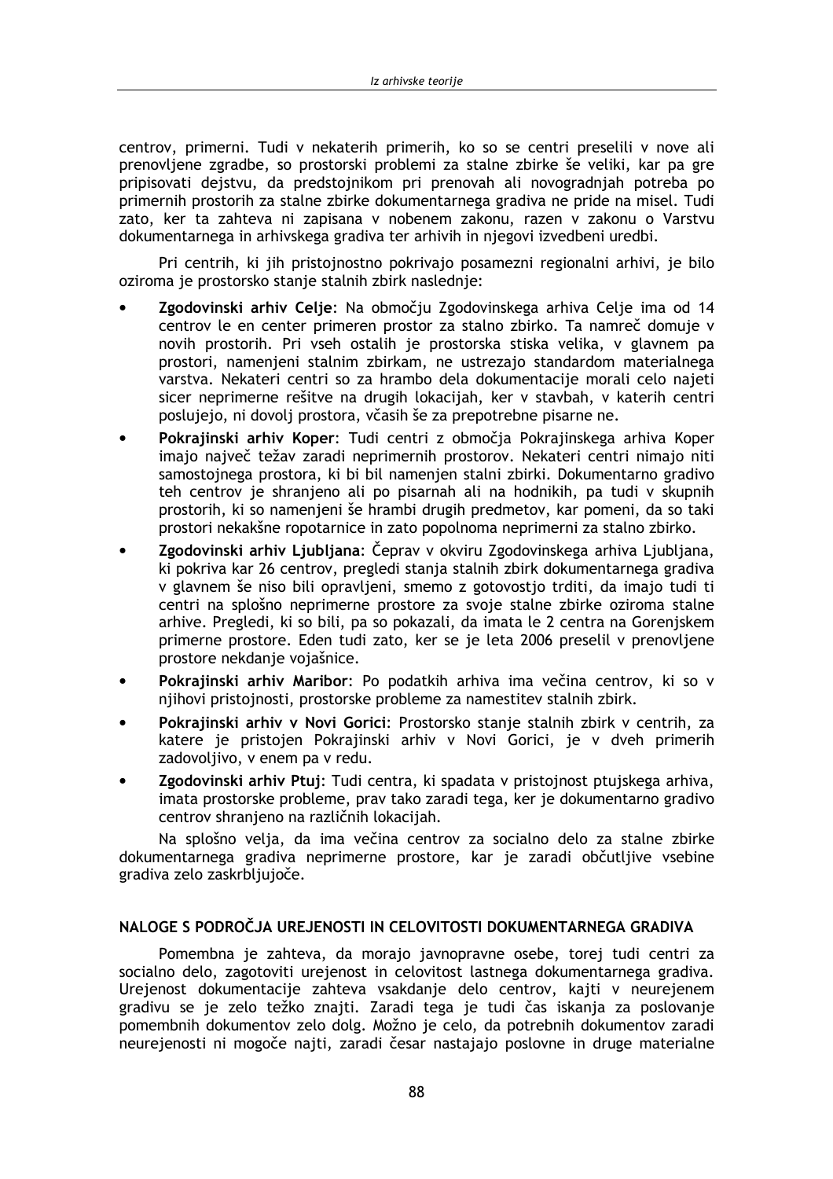centrov, primerni. Tudi v nekaterih primerih, ko so se centri preselili v nove ali prenovljene zgradbe, so prostorski problemi za stalne zbirke še veliki, kar pa gre pripisovati dejstvu, da predstojnikom pri prenovah ali novogradnjah potreba po primernih prostorih za stalne zbirke dokumentarnega gradiva ne pride na misel. Tudi zato, ker ta zahteva ni zapisana v nobenem zakonu, razen v zakonu o Varstvu dokumentarnega in arhivskega gradiva ter arhivih in njegovi izvedbeni uredbi.

Pri centrih, ki jih pristojnostno pokrivajo posamezni regionalni arhivi, je bilo oziroma je prostorsko stanje stalnih zbirk naslednje:

- **Zgodovinski arhiv Celje**: Na območju Zgodovinskega arhiva Celje ima od 14 centrov le en center primeren prostor za stalno zbirko. Ta namreč domuje v novih prostorih. Pri vseh ostalih je prostorska stiska velika, v glavnem pa prostori, namenjeni stalnim zbirkam, ne ustrezajo standardom materialnega varstva. Nekateri centri so za hrambo dela dokumentacije morali celo najeti sicer neprimerne rešitve na drugih lokacijah, ker v stavbah, v katerih centri poslujejo, ni dovolj prostora, včasih še za prepotrebne pisarne ne.
- **Pokrajinski arhiv Koper**: Tudi centri z območja Pokrajinskega arhiva Koper imajo največ težav zaradi neprimernih prostorov. Nekateri centri nimajo niti samostojnega prostora, ki bi bil namenjen stalni zbirki. Dokumentarno gradivo teh centrov je shranjeno ali po pisarnah ali na hodnikih, pa tudi v skupnih prostorih, ki so namenjeni še hrambi drugih predmetov, kar pomeni, da so taki prostori nekakšne ropotarnice in zato popolnoma neprimerni za stalno zbirko.
- **Zgodovinski arhiv Ljubljana**: Čeprav v okviru Zgodovinskega arhiva Ljubljana, ki pokriva kar 26 centrov, pregledi stanja stalnih zbirk dokumentarnega gradiva v glavnem še niso bili opravljeni, smemo z gotovostjo trditi, da imajo tudi ti centri na splošno neprimerne prostore za svoje stalne zbirke oziroma stalne arhive. Pregledi, ki so bili, pa so pokazali, da imata le 2 centra na Gorenjskem primerne prostore. Eden tudi zato, ker se je leta 2006 preselil v prenovljene prostore nekdanje vojašnice.
- **Pokrajinski arhiv Maribor**: Po podatkih arhiva ima večina centrov, ki so v njihovi pristojnosti, prostorske probleme za namestitev stalnih zbirk.
- **Pokrajinski arhiv v Novi Gorici**: Prostorsko stanje stalnih zbirk v centrih, za katere je pristojen Pokrajinski arhiv v Novi Gorici, je v dveh primerih zadovoljivo, v enem pa v redu.
- **Zgodovinski arhiv Ptuj**: Tudi centra, ki spadata v pristojnost ptujskega arhiva, imata prostorske probleme, prav tako zaradi tega, ker je dokumentarno gradivo centrov shranjeno na različnih lokacijah.

Na splošno velja, da ima večina centrov za socialno delo za stalne zbirke dokumentarnega gradiva neprimerne prostore, kar je zaradi občutljive vsebine gradiva zelo zaskrbljujoče.

## NALOGE S PODROČJA UREJENOSTI IN CELOVITOSTI DOKUMENTARNEGA GRADIVA

Pomembna je zahteva, da morajo javnopravne osebe, torej tudi centri za socialno delo, zagotoviti urejenost in celovitost lastnega dokumentarnega gradiva. Urejenost dokumentacije zahteva vsakdanje delo centrov, kajti v neurejenem gradivu se je zelo težko znajti. Zaradi tega je tudi čas iskanja za poslovanje pomembnih dokumentov zelo dolg. Možno je celo, da potrebnih dokumentov zaradi neurejenosti ni mogoče najti, zaradi česar nastajajo poslovne in druge materialne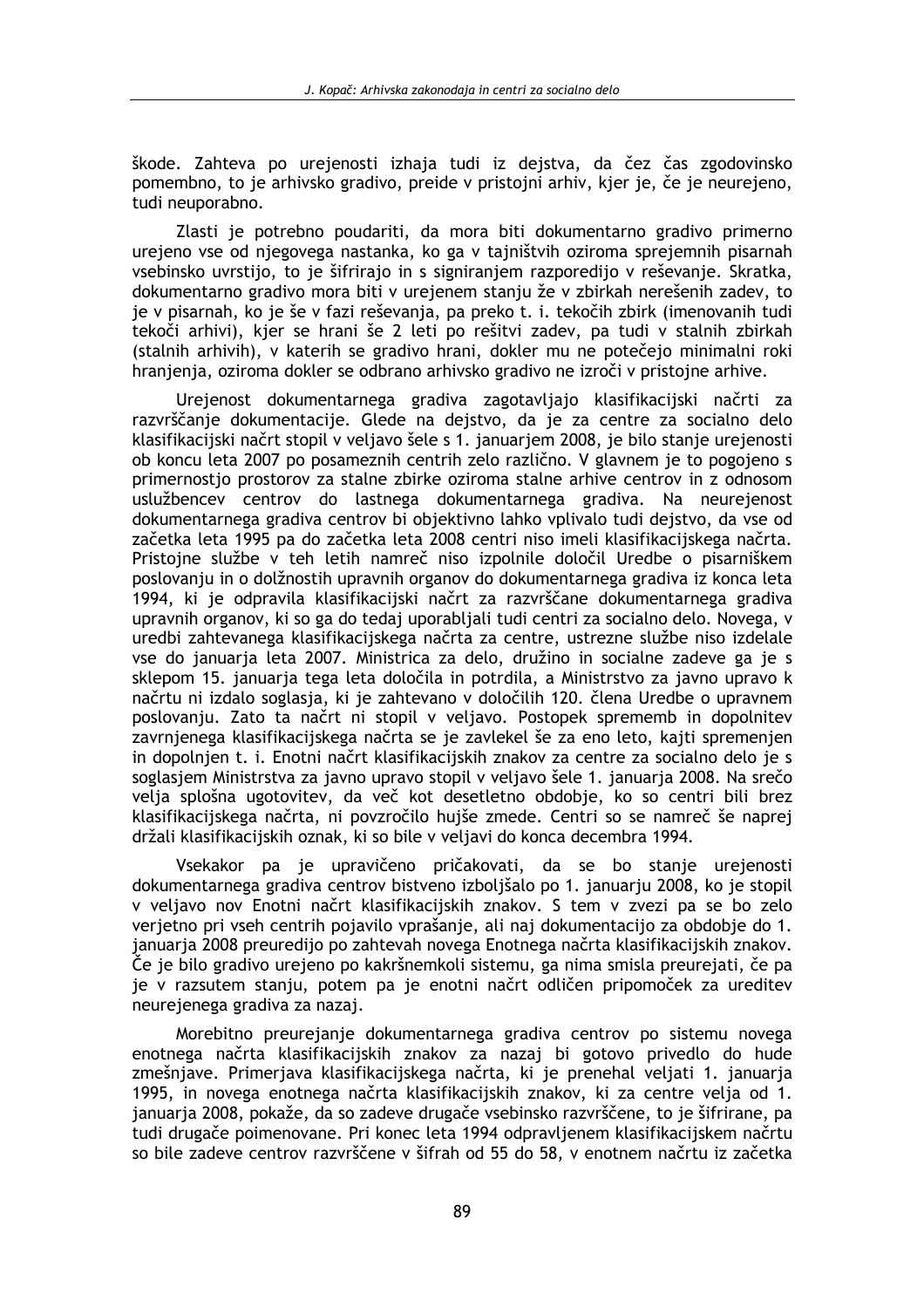škode. Zahteva po urejenosti izhaja tudi iz dejstva, da čez čas zgodovinsko pomembno, to je arhivsko gradivo, preide v pristojni arhiv, kjer je, če je neurejeno, tudi neuporabno.

Zlasti je potrebno poudariti, da mora biti dokumentarno gradivo primerno urejeno vse od njegovega nastanka, ko ga v tajništvih oziroma sprejemnih pisarnah vsebinsko uvrstijo, to je šifrirajo in s signiranjem razporedijo v reševanje. Skratka, dokumentarno gradivo mora biti v urejenem stanju že v zbirkah nerešenih zadev, to je v pisarnah, ko je še v fazi reševanja, pa preko t. i. tekočih zbirk (imenovanih tudi tekoči arhivi), kjer se hrani še 2 leti po rešitvi zadev, pa tudi v stalnih zbirkah (stalnih arhivih), v katerih se gradivo hrani, dokler mu ne potečejo minimalni roki hranjenja, oziroma dokler se odbrano arhivsko gradivo ne izroči v pristojne arhive.

Urejenost dokumentarnega gradiva zagotavljajo klasifikacijski načrti za razvrščanje dokumentacije. Glede na dejstvo, da je za centre za socialno delo klasifikacijski načrt stopil v veljavo šele s 1. januarjem 2008, je bilo stanje urejenosti ob koncu leta 2007 po posameznih centrih zelo različno. V glavnem je to pogojeno s primernostjo prostorov za stalne zbirke oziroma stalne arhive centrov in z odnosom uslužbencev centrov do lastnega dokumentarnega gradiva. Na neurejenost dokumentarnega gradiva centrov bi objektivno lahko vplivalo tudi dejstvo, da vse od začetka leta 1995 pa do začetka leta 2008 centri niso imeli klasifikacijskega načrta. Pristojne službe v teh letih namreč niso izpolnile določil Uredbe o pisarniškem poslovanju in o dolžnostih upravnih organov do dokumentarnega gradiva iz konca leta 1994, ki je odpravila klasifikacijski načrt za razvrščane dokumentarnega gradiva upravnih organov, ki so ga do tedaj uporabljali tudi centri za socialno delo. Novega, v uredbi zahtevanega klasifikacijskega načrta za centre, ustrezne službe niso izdelale vse do januarja leta 2007. Ministrica za delo, družino in socialne zadeve ga je s sklepom 15. januarja tega leta določila in potrdila, a Ministrstvo za javno upravo k načrtu ni izdalo soglasja, ki je zahtevano v določilih 120. člena Uredbe o upravnem poslovanju. Zato ta načrt ni stopil v veljavo. Postopek sprememb in dopolnitev zavrnjenega klasifikacijskega načrta se je zavlekel še za eno leto, kajti spremenjen in dopolnjen t. i. Enotni načrt klasifikacijskih znakov za centre za socialno delo je s soglasjem Ministrstva za javno upravo stopil v veljavo šele 1. januarja 2008. Na srečo velja splošna ugotovitev, da več kot desetletno obdobje, ko so centri bili brez klasifikacijskega načrta, ni povzročilo hujše zmede. Centri so se namreč še naprej držali klasifikacijskih oznak, ki so bile v veljavi do konca decembra 1994.

Vsekakor pa je upravičeno pričakovati, da se bo stanje urejenosti dokumentarnega gradiva centrov bistveno izboljšalo po 1. januarju 2008, ko je stopil v veljavo nov Enotni načrt klasifikacijskih znakov. S tem v zvezi pa se bo zelo verjetno pri vseh centrih pojavilo vprašanje, ali naj dokumentacijo za obdobje do 1. januarja 2008 preuredijo po zahtevah novega Enotnega načrta klasifikacijskih znakov. Če je bilo gradivo urejeno po kakršnemkoli sistemu, ga nima smisla preurejati, če pa je v razsutem stanju, potem pa je enotni načrt odličen pripomoček za ureditev neurejenega gradiva za nazaj.

Morebitno preurejanje dokumentarnega gradiva centrov po sistemu novega enotnega načrta klasifikacijskih znakov za nazaj bi gotovo privedlo do hude zmešnjave. Primerjava klasifikacijskega načrta, ki je prenehal veljati 1. januarja 1995, in novega enotnega načrta klasifikacijskih znakov, ki za centre velja od 1. januarja 2008, pokaže, da so zadeve drugače vsebinsko razvrščene, to je šifrirane, pa tudi drugače poimenovane. Pri konec leta 1994 odpravljenem klasifikacijskem načrtu so bile zadeve centrov razvrščene v šifrah od 55 do 58, v enotnem načrtu iz začetka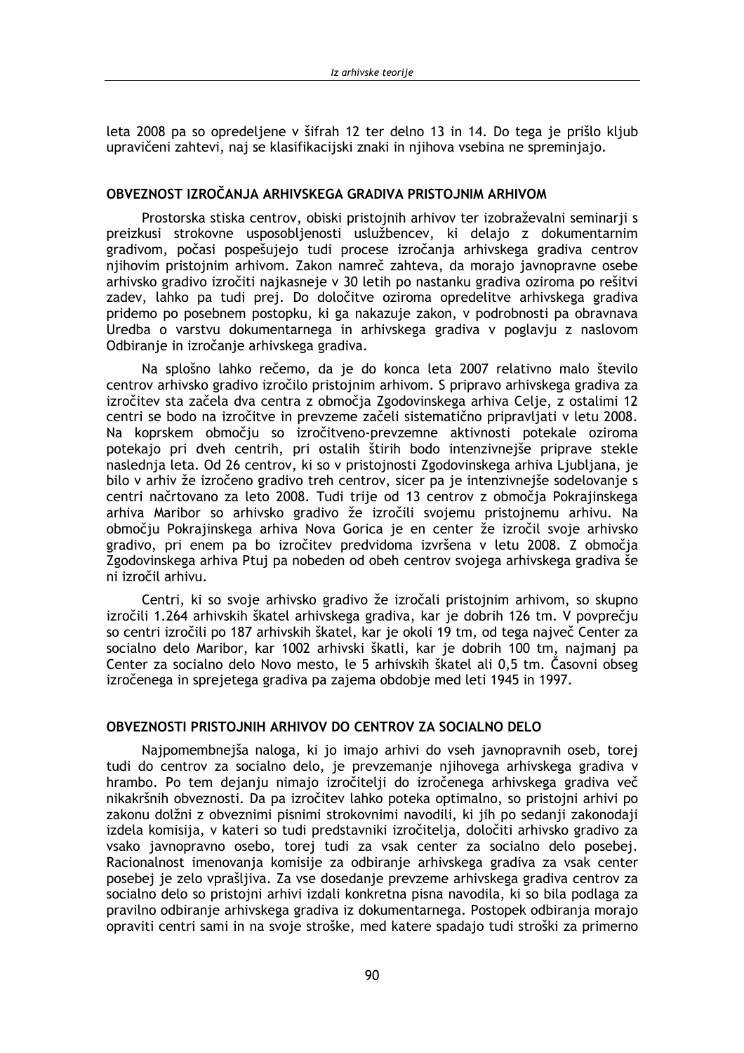leta 2008 pa so opredeljene v šifrah 12 ter delno 13 in 14. Do tega je prišlo kljub upravičeni zahtevi, naj se klasifikacijski znaki in njihova vsebina ne spreminjajo.

## OBVEZNOST IZROČANJA ARHIVSKEGA GRADIVA PRISTOJNIM ARHIVOM

Prostorska stiska centrov, obiski pristojnih arhivov ter izobraževalni seminarji s preizkusi strokovne usposobljenosti uslužbencev, ki delajo z dokumentarnim gradivom, počasi pospešujejo tudi procese izročanja arhivskega gradiva centrov njihovim pristojnim arhivom. Zakon namreč zahteva, da morajo javnopravne osebe arhivsko gradivo izročiti najkasneje v 30 letih po nastanku gradiva oziroma po rešitvi zadev, lahko pa tudi prej. Do določitve oziroma opredelitve arhivskega gradiva pridemo po posebnem postopku, ki ga nakazuje zakon, v podrobnosti pa obravnava Uredba o varstvu dokumentarnega in arhivskega gradiva v poglavju z naslovom Odbiranje in izročanje arhivskega gradiva.

Na splošno lahko rečemo, da je do konca leta 2007 relativno malo število centrov arhivsko gradivo izročilo pristojnim arhivom. S pripravo arhivskega gradiva za izročitev sta začela dva centra z območja Zgodovinskega arhiva Celje, z ostalimi 12 centri se bodo na izročitve in prevzeme začeli sistematično pripravljati v letu 2008. Na koprskem območju so izročitveno-prevzemne aktivnosti potekale oziroma potekajo pri dveh centrih, pri ostalih štirih bodo intenzivnejše priprave stekle naslednja leta. Od 26 centrov, ki so v pristojnosti Zgodovinskega arhiva Ljubljana, je bilo v arhiv že izročeno gradivo treh centrov, sicer pa je intenzivnejše sodelovanje s centri načrtovano za leto 2008. Tudi trije od 13 centrov z območja Pokrajinskega arhiva Maribor so arhivsko gradivo že izročili svojemu pristojnemu arhivu. Na območju Pokrajinskega arhiva Nova Gorica je en center že izročil svoje arhivsko gradivo, pri enem pa bo izročitev predvidoma izvršena v letu 2008. Z območja Zgodovinskega arhiva Ptuj pa nobeden od obeh centrov svojega arhivskega gradiva še ni izročil arhivu.

Centri, ki so svoje arhivsko gradivo že izročali pristojnim arhivom, so skupno izročili 1.264 arhivskih škatel arhivskega gradiva, kar je dobrih 126 tm. V povprečju so centri izročili po 187 arhivskih škatel, kar je okoli 19 tm, od tega največ Center za socialno delo Maribor, kar 1002 arhivski škatli, kar je dobrih 100 tm, najmanj pa Center za socialno delo Novo mesto, le 5 arhivskih škatel ali 0,5 tm. Časovni obseg izročenega in sprejetega gradiva pa zajema obdobje med leti 1945 in 1997.

## OBVEZNOSTI PRISTOJNIH ARHIVOV DO CENTROV ZA SOCIALNO DELO

Najpomembnejša naloga, ki jo imajo arhivi do vseh javnopravnih oseb, torej tudi do centrov za socialno delo, je prevzemanje njihovega arhivskega gradiva v hrambo. Po tem dejanju nimajo izročitelji do izročenega arhivskega gradiva več nikakršnih obveznosti. Da pa izročitev lahko poteka optimalno, so pristojni arhivi po zakonu dolžni z obveznimi pisnimi strokovnimi navodili, ki jih po sedanji zakonodaji izdela komisija, v kateri so tudi predstavniki izročitelja, določiti arhivsko gradivo za vsako javnopravno osebo, torej tudi za vsak center za socialno delo posebej. Racionalnost imenovanja komisije za odbiranje arhivskega gradiva za vsak center posebej je zelo vprašljiva. Za vse dosedanje prevzeme arhivskega gradiva centrov za socialno delo so pristojni arhivi izdali konkretna pisna navodila, ki so bila podlaga za pravilno odbiranje arhivskega gradiva iz dokumentarnega. Postopek odbiranja morajo opraviti centri sami in na svoje stroške, med katere spadajo tudi stroški za primerno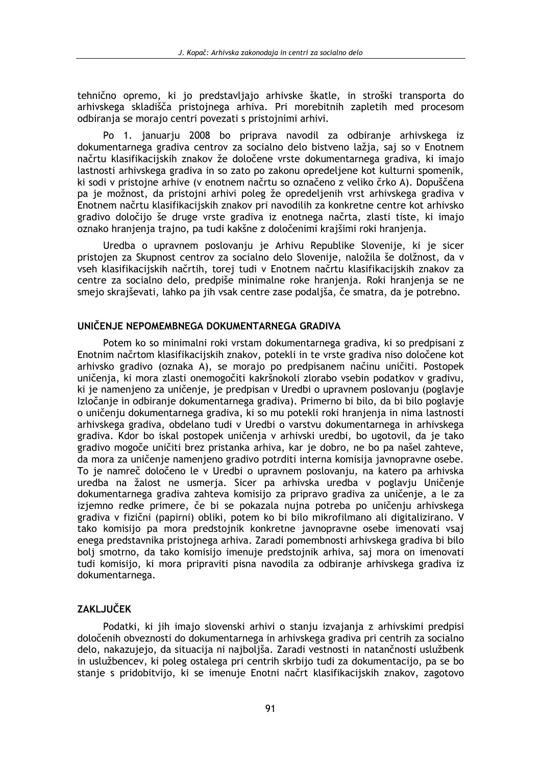tehnično opremo, ki jo predstavljajo arhivske škatle, in stroški transporta do arhivskega skladišča pristojnega arhiva. Pri morebitnih zapletih med procesom odbiranja se morajo centri povezati s pristojnimi arhivi.

Po 1. januarju 2008 bo priprava navodil za odbiranje arhivskega iz dokumentarnega gradiva centrov za socialno delo bistveno lažja, saj so v Enotnem načrtu klasifikacijskih znakov že določene vrste dokumentarnega gradiva, ki imajo lastnosti arhivskega gradiva in so zato po zakonu opredeljene kot kulturni spomenik, ki sodi v pristojne arhive (v enotnem načrtu so označeno z veliko črko A). Dopuščena pa je možnost, da pristojni arhivi poleg že opredeljenih vrst arhivskega gradiva v Enotnem načrtu klasifikacijskih znakov pri navodilih za konkretne centre kot arhivsko gradivo določijo še druge vrste gradiva iz enotnega načrta, zlasti tiste, ki imajo oznako hranjenja trajno, pa tudi kakšne z določenimi krajšimi roki hranjenja.

Uredba o upravnem poslovanju je Arhivu Republike Slovenije, ki je sicer pristojen za Skupnost centrov za socialno delo Slovenije, naložila še dolžnost, da v vseh klasifikacijskih načrtih, torej tudi v Enotnem načrtu klasifikacijskih znakov za centre za socialno delo, predpiše minimalne roke hranjenja. Roki hranjenja se ne smejo skrajševati, lahko pa jih vsak centre zase podaljša, če smatra, da je potrebno.

## UNIČENJE NEPOMEMBNEGA DOKUMENTARNEGA GRADIVA

Potem ko so minimalni roki vrstam dokumentarnega gradiva, ki so predpisani z Enotnim načrtom klasifikacijskih znakov, potekli in te vrste gradiva niso določene kot arhivsko gradivo (oznaka A), se morajo po predpisanem načinu uničiti. Postopek uničenja, ki mora zlasti onemogočiti kakršnokoli zlorabo vsebin podatkov v gradivu, ki je namenjeno za uničenje, je predpisan v Uredbi o upravnem poslovanju (poglavje Izločanje in odbiranje dokumentarnega gradiva). Primerno bi bilo, da bi bilo poglavje o uničenju dokumentarnega gradiva, ki so mu potekli roki hranjenja in nima lastnosti arhivskega gradiva, obdelano tudi v Uredbi o varstvu dokumentarnega in arhivskega gradiva. Kdor bo iskal postopek uničenja v arhivski uredbi, bo ugotovil, da je tako gradivo mogoče uničiti brez pristanka arhiva, kar je dobro, ne bo pa našel zahteve, da mora za uničenje namenjeno gradivo potrditi interna komisija javnopravne osebe. To je namreč določeno le v Uredbi o upravnem poslovanju, na katero pa arhivska uredba na žalost ne usmerja. Sicer pa arhivska uredba v poglavju Uničenje dokumentarnega gradiva zahteva komisijo za pripravo gradiva za uničenje, a le za izjemno redke primere, če bi se pokazala nujna potreba po uničenju arhivskega gradiva v fizični (papirni) obliki, potem ko bi bilo mikrofilmano ali digitalizirano. V tako komisijo pa mora predstojnik konkretne javnopravne osebe imenovati vsaj enega predstavnika pristojnega arhiva. Zaradi pomembnosti arhivskega gradiva bi bilo bolj smotrno, da tako komisijo imenuje predstojnik arhiva, saj mora on imenovati tudi komisijo, ki mora pripraviti pisna navodila za odbiranje arhivskega gradiva iz dokumentarnega.

## ZAKLJUČEK

Podatki, ki jih imajo slovenski arhivi o stanju izvajanja z arhivskimi predpisi določenih obveznosti do dokumentarnega in arhivskega gradiva pri centrih za socialno delo, nakazujejo, da situacija ni najboljša. Zaradi vestnosti in natančnosti uslužbenk in uslužbencev, ki poleg ostalega pri centrih skrbijo tudi za dokumentacijo, pa se bo stanje s pridobitvijo, ki se imenuje Enotni načrt klasifikacijskih znakov, zagotovo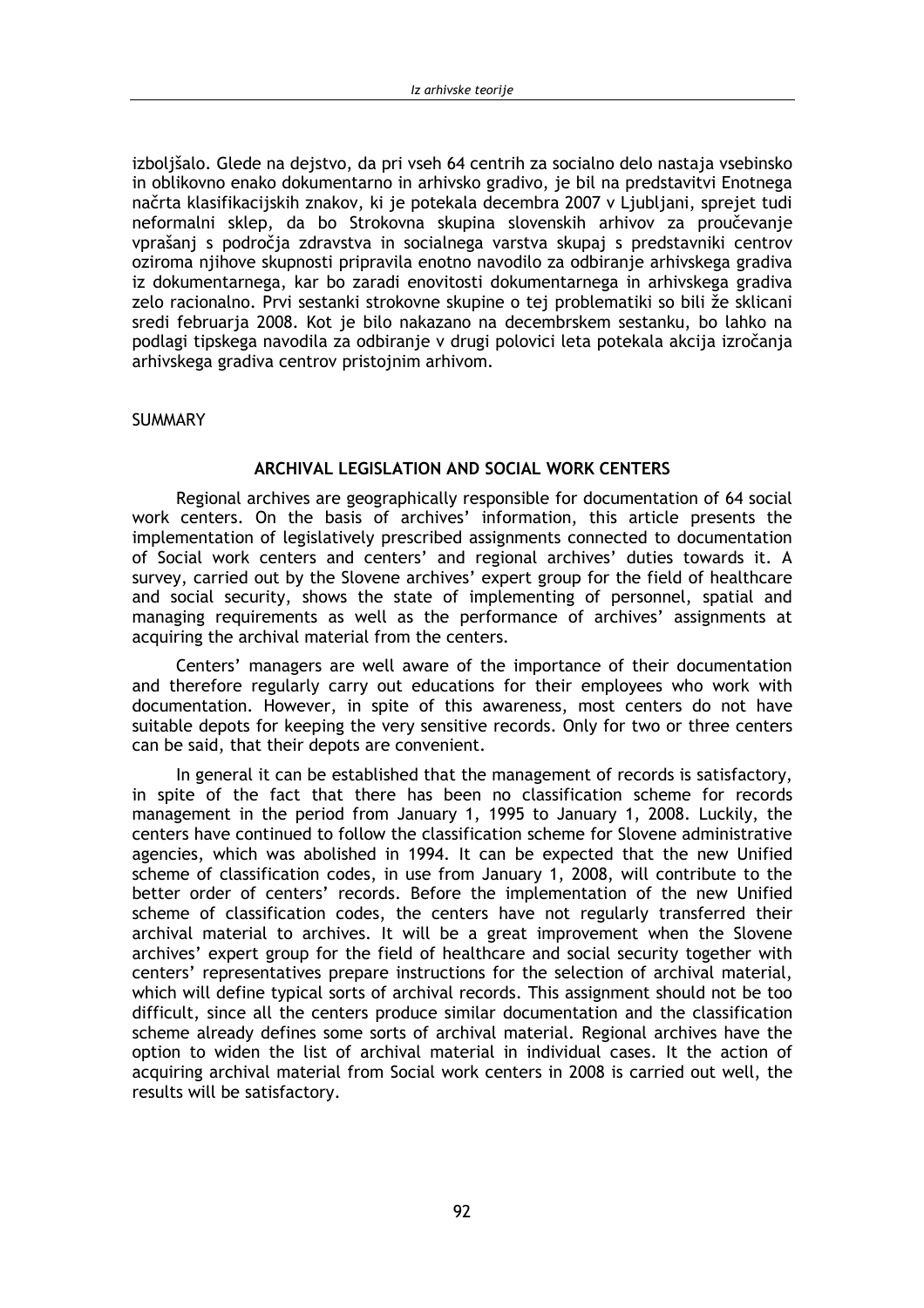izboljšalo. Glede na dejstvo, da pri vseh 64 centrih za socialno delo nastaja vsebinsko in oblikovno enako dokumentarno in arhivsko gradivo, je bil na predstavitvi Enotnega načrta klasifikacijskih znakov, ki je potekala decembra 2007 v Ljubljani, sprejet tudi neformalni sklep, da bo Strokovna skupina slovenskih arhivov za proučevanje vprašanj s področja zdravstva in socialnega varstva skupaj s predstavniki centrov oziroma njihove skupnosti pripravila enotno navodilo za odbiranje arhivskega gradiva iz dokumentarnega, kar bo zaradi enovitosti dokumentarnega in arhivskega gradiva zelo racionalno. Prvi sestanki strokovne skupine o tej problematiki so bili že sklicani sredi februarja 2008. Kot je bilo nakazano na decembrskem sestanku, bo lahko na podlagi tipskega navodila za odbiranje v drugi polovici leta potekala akcija izročanja arhivskega gradiva centrov pristojnim arhivom.

SUMMARY

## ARCHIVAL LEGISLATION AND SOCIAL WORK CENTERS

Regional archives are geographically responsible for documentation of 64 social work centers. On the basis of archives' information, this article presents the implementation of legislatively prescribed assignments connected to documentation of Social work centers and centers' and regional archives' duties towards it. A survey, carried out by the Slovene archives' expert group for the field of healthcare and social security, shows the state of implementing of personnel, spatial and managing requirements as well as the performance of archives' assignments at acquiring the archival material from the centers.

Centers' managers are well aware of the importance of their documentation and therefore regularly carry out educations for their employees who work with documentation. However, in spite of this awareness, most centers do not have suitable depots for keeping the very sensitive records. Only for two or three centers can be said, that their depots are convenient.

In general it can be established that the management of records is satisfactory, in spite of the fact that there has been no classification scheme for records management in the period from January 1, 1995 to January 1, 2008. Luckily, the centers have continued to follow the classification scheme for Slovene administrative agencies, which was abolished in 1994. It can be expected that the new Unified scheme of classification codes, in use from January 1, 2008, will contribute to the better order of centers' records. Before the implementation of the new Unified scheme of classification codes, the centers have not regularly transferred their archival material to archives. It will be a great improvement when the Slovene archives' expert group for the field of healthcare and social security together with centers' representatives prepare instructions for the selection of archival material, which will define typical sorts of archival records. This assignment should not be too difficult, since all the centers produce similar documentation and the classification scheme already defines some sorts of archival material. Regional archives have the option to widen the list of archival material in individual cases. It the action of acquiring archival material from Social work centers in 2008 is carried out well, the results will be satisfactory.